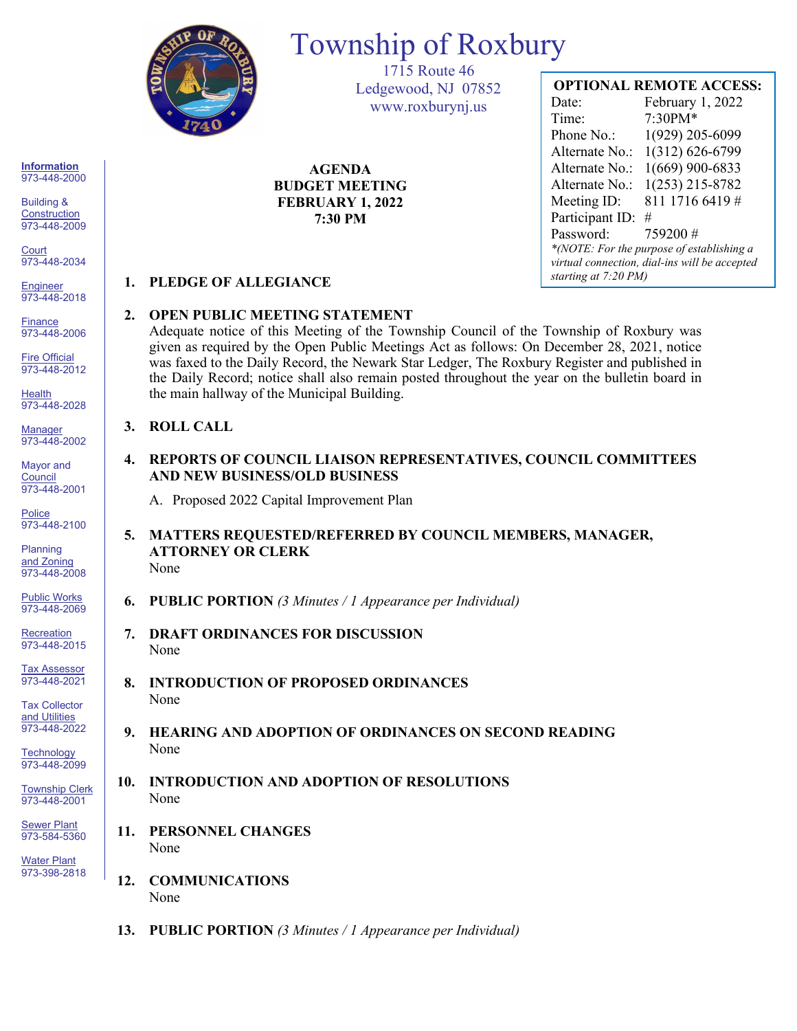# Township of Roxbury

1715 Route 46
Ledgewood, NJ 07852
www.roxburynj.us

**OPTIONAL REMOTE ACCESS:**

| | |
|---|---|
| Date: | February 1, 2022 |
| Time: | 7:30PM* |
| Phone No.: | 1(929) 205-6099 |
| Alternate No.: | 1(312) 626-6799 |
| Alternate No.: | 1(669) 900-6833 |
| Alternate No.: | 1(253) 215-8782 |
| Meeting ID: | 811 1716 6419 # |
| Participant ID: | # |
| Password: | 759200 # |

*\*(NOTE: For the purpose of establishing a virtual connection, dial-ins will be accepted starting at 7:20 PM)*

**Information** 973-448-2000

Building & Construction 973-448-2009

Court 973-448-2034

Engineer 973-448-2018

Finance 973-448-2006

Fire Official 973-448-2012

Health 973-448-2028

Manager 973-448-2002

Mayor and Council 973-448-2001

Police 973-448-2100

Planning and Zoning 973-448-2008

Public Works 973-448-2069

Recreation 973-448-2015

Tax Assessor 973-448-2021

Tax Collector and Utilities 973-448-2022

Technology 973-448-2099

Township Clerk 973-448-2001

Sewer Plant 973-584-5360

Water Plant 973-398-2818

## AGENDA
## BUDGET MEETING
## FEBRUARY 1, 2022
## 7:30 PM

1. **PLEDGE OF ALLEGIANCE**

2. **OPEN PUBLIC MEETING STATEMENT**
   Adequate notice of this Meeting of the Township Council of the Township of Roxbury was given as required by the Open Public Meetings Act as follows: On December 28, 2021, notice was faxed to the Daily Record, the Newark Star Ledger, The Roxbury Register and published in the Daily Record; notice shall also remain posted throughout the year on the bulletin board in the main hallway of the Municipal Building.

3. **ROLL CALL**

4. **REPORTS OF COUNCIL LIAISON REPRESENTATIVES, COUNCIL COMMITTEES AND NEW BUSINESS/OLD BUSINESS**

   A. Proposed 2022 Capital Improvement Plan

5. **MATTERS REQUESTED/REFERRED BY COUNCIL MEMBERS, MANAGER, ATTORNEY OR CLERK**
   None

6. **PUBLIC PORTION** *(3 Minutes / 1 Appearance per Individual)*

7. **DRAFT ORDINANCES FOR DISCUSSION**
   None

8. **INTRODUCTION OF PROPOSED ORDINANCES**
   None

9. **HEARING AND ADOPTION OF ORDINANCES ON SECOND READING**
   None

10. **INTRODUCTION AND ADOPTION OF RESOLUTIONS**
    None

11. **PERSONNEL CHANGES**
    None

12. **COMMUNICATIONS**
    None

13. **PUBLIC PORTION** *(3 Minutes / 1 Appearance per Individual)*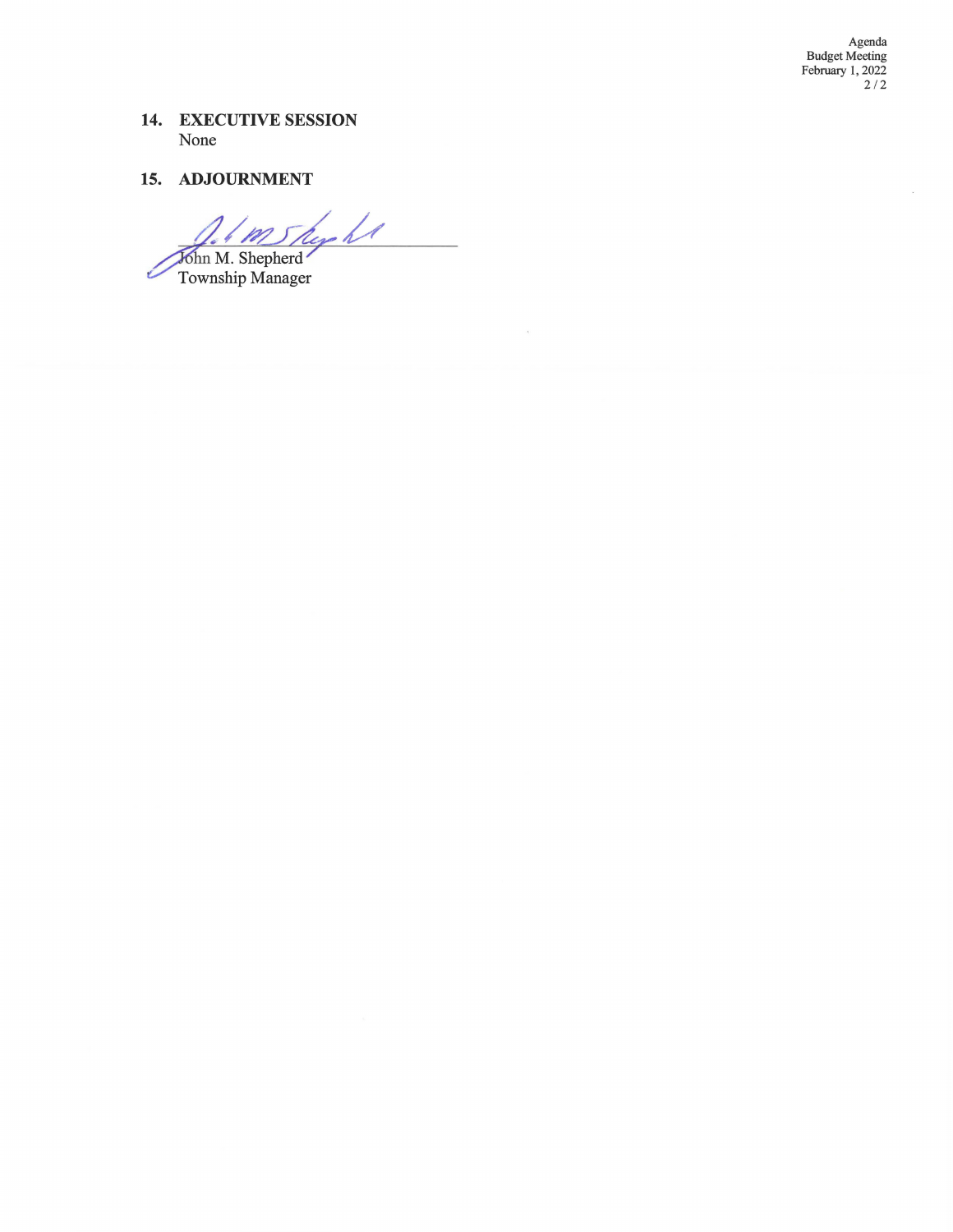**14. EXECUTIVE SESSION**

None

**15. ADJOURNMENT**

John M. Shepherd
Township Manager